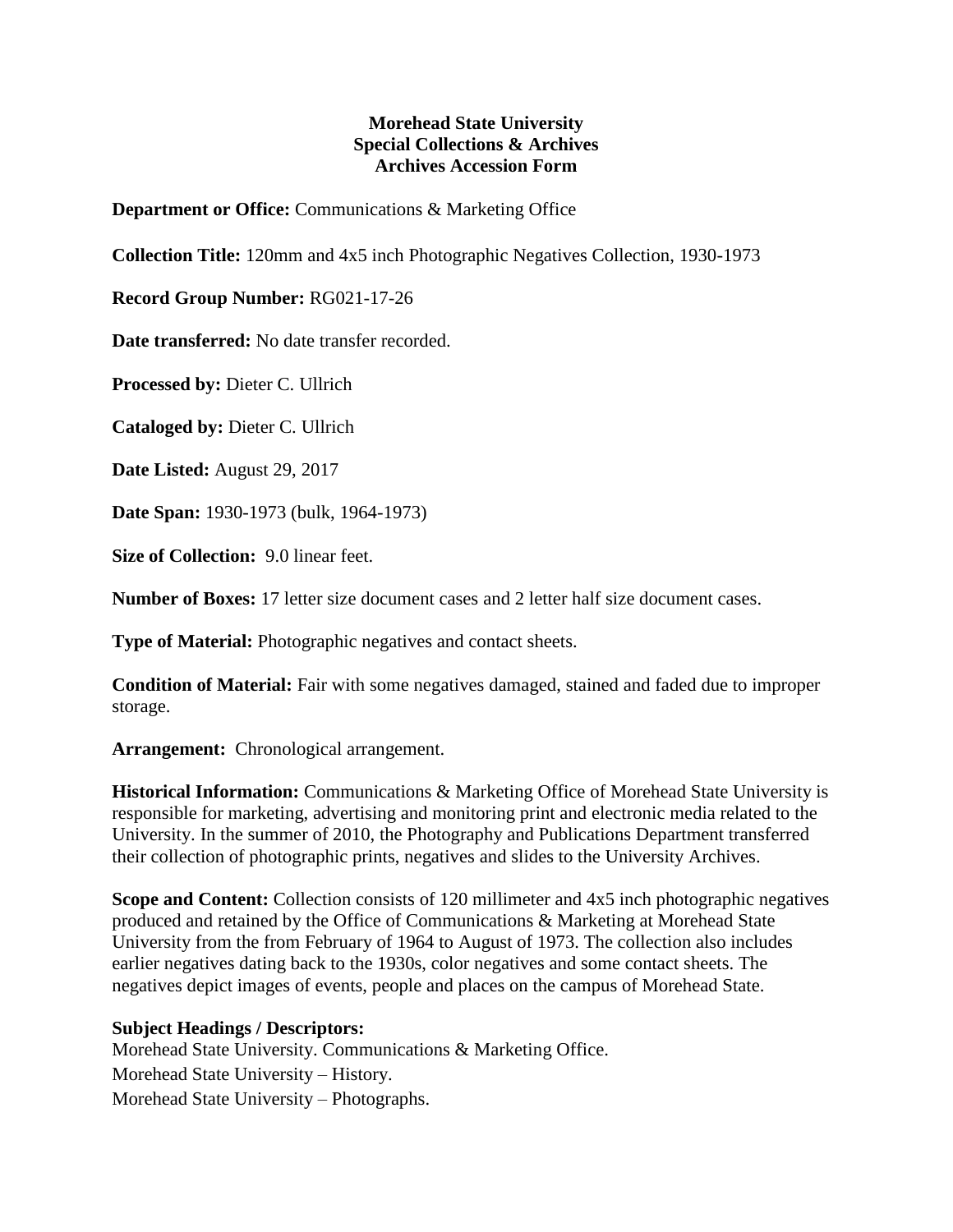**Morehead State University**
**Special Collections & Archives**
**Archives Accession Form**

**Department or Office:** Communications & Marketing Office

**Collection Title:** 120mm and 4x5 inch Photographic Negatives Collection, 1930-1973

**Record Group Number:** RG021-17-26

**Date transferred:** No date transfer recorded.

**Processed by:** Dieter C. Ullrich

**Cataloged by:** Dieter C. Ullrich

**Date Listed:** August 29, 2017

**Date Span:** 1930-1973 (bulk, 1964-1973)

**Size of Collection:** 9.0 linear feet.

**Number of Boxes:** 17 letter size document cases and 2 letter half size document cases.

**Type of Material:** Photographic negatives and contact sheets.

**Condition of Material:** Fair with some negatives damaged, stained and faded due to improper storage.

**Arrangement:** Chronological arrangement.

**Historical Information:** Communications & Marketing Office of Morehead State University is responsible for marketing, advertising and monitoring print and electronic media related to the University. In the summer of 2010, the Photography and Publications Department transferred their collection of photographic prints, negatives and slides to the University Archives.

**Scope and Content:** Collection consists of 120 millimeter and 4x5 inch photographic negatives produced and retained by the Office of Communications & Marketing at Morehead State University from the from February of 1964 to August of 1973. The collection also includes earlier negatives dating back to the 1930s, color negatives and some contact sheets. The negatives depict images of events, people and places on the campus of Morehead State.

**Subject Headings / Descriptors:**
Morehead State University. Communications & Marketing Office.
Morehead State University – History.
Morehead State University – Photographs.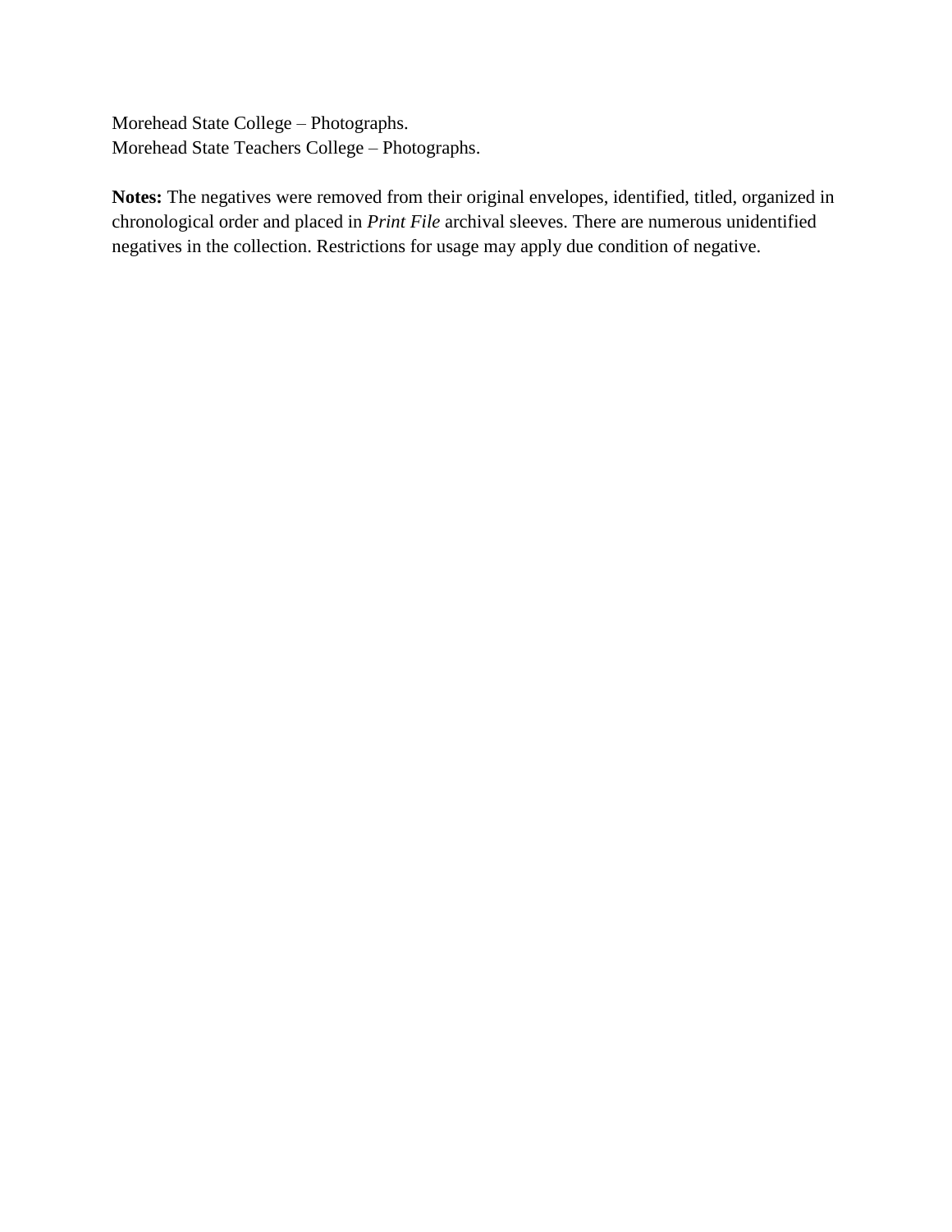Morehead State College – Photographs.
Morehead State Teachers College – Photographs.

**Notes:** The negatives were removed from their original envelopes, identified, titled, organized in chronological order and placed in *Print File* archival sleeves. There are numerous unidentified negatives in the collection. Restrictions for usage may apply due condition of negative.